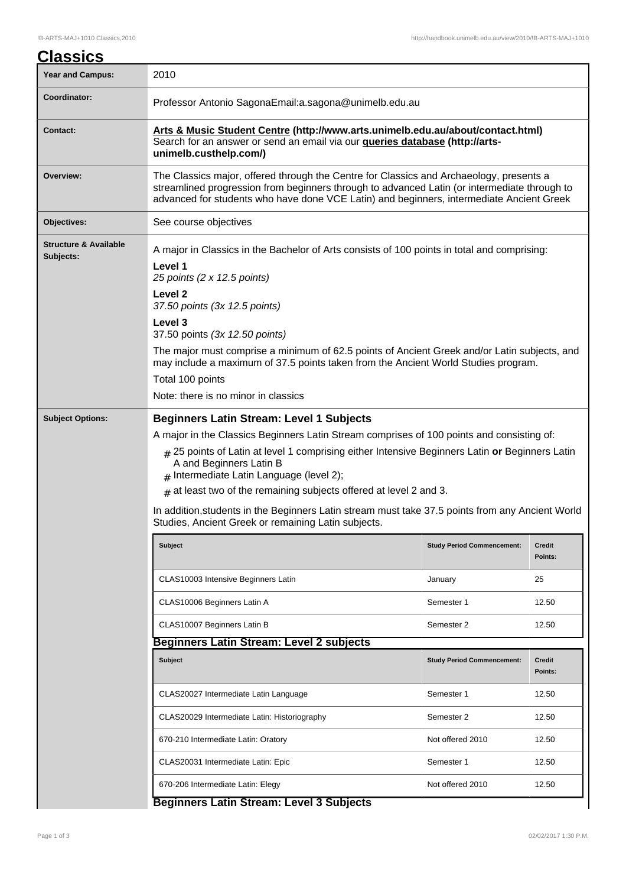# Classics

| Year and Campus: | 2010 |
| --- | --- |
| Coordinator: | Professor Antonio SagonaEmail:a.sagona@unimelb.edu.au |
| Contact: | **Arts & Music Student Centre (http://www.arts.unimelb.edu.au/about/contact.html)** Search for an answer or send an email via our **queries database (http://arts-unimelb.custhelp.com/)** |
| Overview: | The Classics major, offered through the Centre for Classics and Archaeology, presents a streamlined progression from beginners through to advanced Latin (or intermediate through to advanced for students who have done VCE Latin) and beginners, intermediate Ancient Greek |
| Objectives: | See course objectives |
| Structure & Available Subjects: | A major in Classics in the Bachelor of Arts consists of 100 points in total and comprising: **Level 1** *25 points (2 x 12.5 points)* **Level 2** *37.50 points (3x 12.5 points)* **Level 3** 37.50 points *(3x 12.50 points)* The major must comprise a minimum of 62.5 points of Ancient Greek and/or Latin subjects, and may include a maximum of 37.5 points taken from the Ancient World Studies program. Total 100 points Note: there is no minor in classics |

**Subject Options:**

### Beginners Latin Stream: Level 1 Subjects

A major in the Classics Beginners Latin Stream comprises of 100 points and consisting of:

- 25 points of Latin at level 1 comprising either Intensive Beginners Latin **or** Beginners Latin A and Beginners Latin B
- Intermediate Latin Language (level 2);
- at least two of the remaining subjects offered at level 2 and 3.

In addition,students in the Beginners Latin stream must take 37.5 points from any Ancient World Studies, Ancient Greek or remaining Latin subjects.

| Subject | Study Period Commencement: | Credit Points: |
| --- | --- | --- |
| CLAS10003 Intensive Beginners Latin | January | 25 |
| CLAS10006 Beginners Latin A | Semester 1 | 12.50 |
| CLAS10007 Beginners Latin B | Semester 2 | 12.50 |

### Beginners Latin Stream: Level 2 subjects

| Subject | Study Period Commencement: | Credit Points: |
| --- | --- | --- |
| CLAS20027 Intermediate Latin Language | Semester 1 | 12.50 |
| CLAS20029 Intermediate Latin: Historiography | Semester 2 | 12.50 |
| 670-210 Intermediate Latin: Oratory | Not offered 2010 | 12.50 |
| CLAS20031 Intermediate Latin: Epic | Semester 1 | 12.50 |
| 670-206 Intermediate Latin: Elegy | Not offered 2010 | 12.50 |

### Beginners Latin Stream: Level 3 Subjects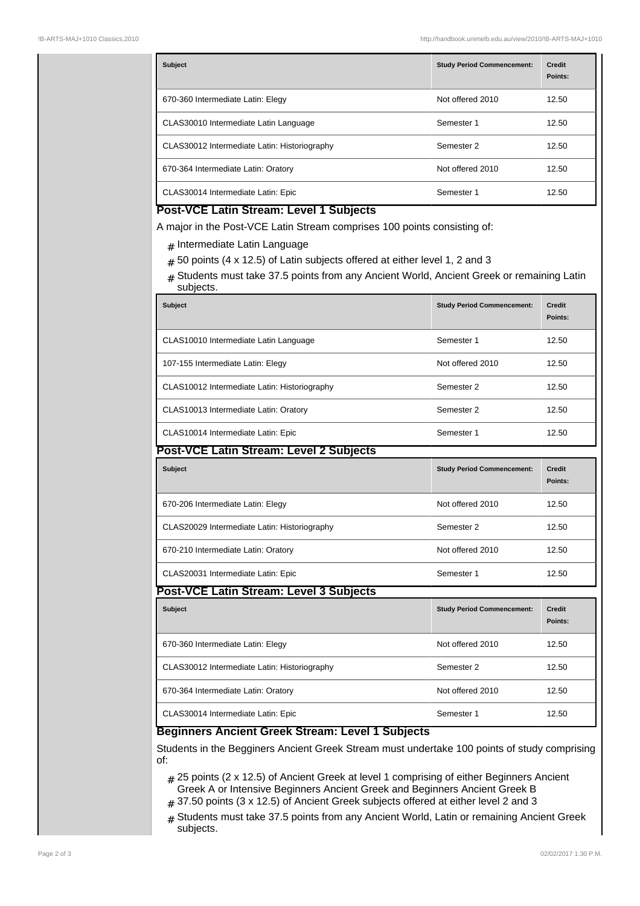| Subject | Study Period Commencement: | Credit Points: |
| --- | --- | --- |
| 670-360 Intermediate Latin: Elegy | Not offered 2010 | 12.50 |
| CLAS30010 Intermediate Latin Language | Semester 1 | 12.50 |
| CLAS30012 Intermediate Latin: Historiography | Semester 2 | 12.50 |
| 670-364 Intermediate Latin: Oratory | Not offered 2010 | 12.50 |
| CLAS30014 Intermediate Latin: Epic | Semester 1 | 12.50 |

### Post-VCE Latin Stream: Level 1 Subjects

A major in the Post-VCE Latin Stream comprises 100 points consisting of:

- Intermediate Latin Language
- 50 points (4 x 12.5) of Latin subjects offered at either level 1, 2 and 3
- Students must take 37.5 points from any Ancient World, Ancient Greek or remaining Latin subjects.

| Subject | Study Period Commencement: | Credit Points: |
| --- | --- | --- |
| CLAS10010 Intermediate Latin Language | Semester 1 | 12.50 |
| 107-155 Intermediate Latin: Elegy | Not offered 2010 | 12.50 |
| CLAS10012 Intermediate Latin: Historiography | Semester 2 | 12.50 |
| CLAS10013 Intermediate Latin: Oratory | Semester 2 | 12.50 |
| CLAS10014 Intermediate Latin: Epic | Semester 1 | 12.50 |

### Post-VCE Latin Stream: Level 2 Subjects

| Subject | Study Period Commencement: | Credit Points: |
| --- | --- | --- |
| 670-206 Intermediate Latin: Elegy | Not offered 2010 | 12.50 |
| CLAS20029 Intermediate Latin: Historiography | Semester 2 | 12.50 |
| 670-210 Intermediate Latin: Oratory | Not offered 2010 | 12.50 |
| CLAS20031 Intermediate Latin: Epic | Semester 1 | 12.50 |

### Post-VCE Latin Stream: Level 3 Subjects

| Subject | Study Period Commencement: | Credit Points: |
| --- | --- | --- |
| 670-360 Intermediate Latin: Elegy | Not offered 2010 | 12.50 |
| CLAS30012 Intermediate Latin: Historiography | Semester 2 | 12.50 |
| 670-364 Intermediate Latin: Oratory | Not offered 2010 | 12.50 |
| CLAS30014 Intermediate Latin: Epic | Semester 1 | 12.50 |

### Beginners Ancient Greek Stream: Level 1 Subjects

Students in the Begginers Ancient Greek Stream must undertake 100 points of study comprising of:

- 25 points (2 x 12.5) of Ancient Greek at level 1 comprising of either Beginners Ancient Greek A or Intensive Beginners Ancient Greek and Beginners Ancient Greek B
- 37.50 points (3 x 12.5) of Ancient Greek subjects offered at either level 2 and 3
- Students must take 37.5 points from any Ancient World, Latin or remaining Ancient Greek subjects.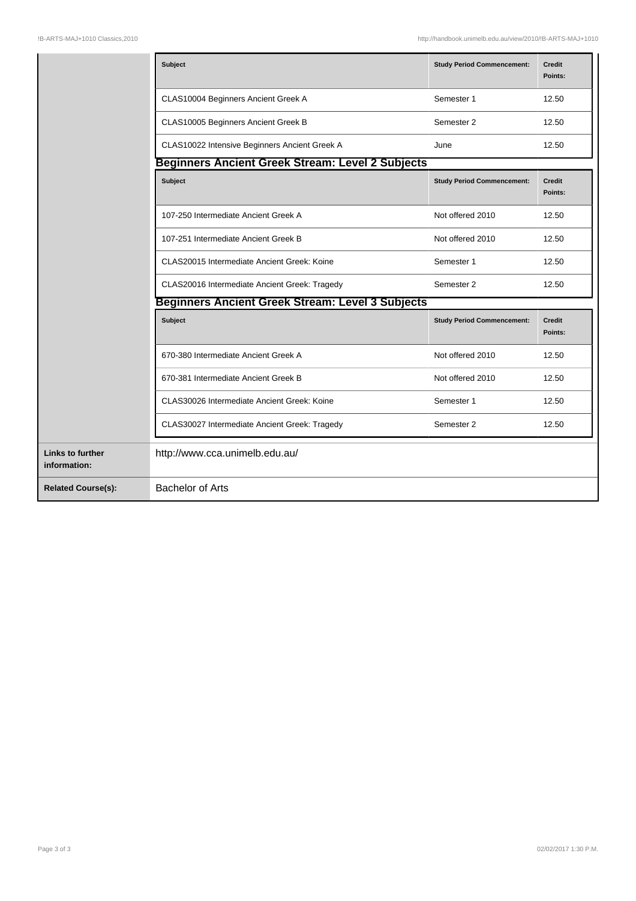| Subject | Study Period Commencement: | Credit Points: |
| --- | --- | --- |
| CLAS10004 Beginners Ancient Greek A | Semester 1 | 12.50 |
| CLAS10005 Beginners Ancient Greek B | Semester 2 | 12.50 |
| CLAS10022 Intensive Beginners Ancient Greek A | June | 12.50 |

### Beginners Ancient Greek Stream: Level 2 Subjects

| Subject | Study Period Commencement: | Credit Points: |
| --- | --- | --- |
| 107-250 Intermediate Ancient Greek A | Not offered 2010 | 12.50 |
| 107-251 Intermediate Ancient Greek B | Not offered 2010 | 12.50 |
| CLAS20015 Intermediate Ancient Greek: Koine | Semester 1 | 12.50 |
| CLAS20016 Intermediate Ancient Greek: Tragedy | Semester 2 | 12.50 |

### Beginners Ancient Greek Stream: Level 3 Subjects

| Subject | Study Period Commencement: | Credit Points: |
| --- | --- | --- |
| 670-380 Intermediate Ancient Greek A | Not offered 2010 | 12.50 |
| 670-381 Intermediate Ancient Greek B | Not offered 2010 | 12.50 |
| CLAS30026 Intermediate Ancient Greek: Koine | Semester 1 | 12.50 |
| CLAS30027 Intermediate Ancient Greek: Tragedy | Semester 2 | 12.50 |

| | |
| --- | --- |
| **Links to further information:** | http://www.cca.unimelb.edu.au/ |
| **Related Course(s):** | Bachelor of Arts |